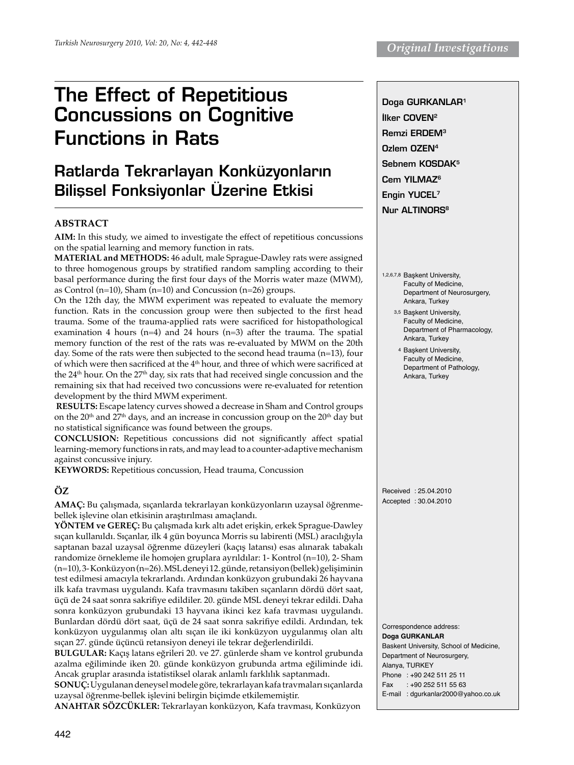Original Investigations

# The Effect of Repetitious Concussions on Cognitive Functions in Rats

# Ratlarda Tekrarlayan Konküzyonların Bilişsel Fonksiyonlar Üzerine Etkisi

**Doga GURKANLAR**[1]
**İlker COVEN**[2]
**Remzi ERDEM**[3]
**Ozlem OZEN**[4]
**Sebnem KOSDAK**[5]
**Cem YILMAZ**[6]
**Engin YUCEL**[7]
**Nur ALTINORS**[8]

[1,2,6,7,8] Başkent University, Faculty of Medicine, Department of Neurosurgery, Ankara, Turkey

[3,5] Başkent University, Faculty of Medicine, Department of Pharmacology, Ankara, Turkey

[4] Başkent University, Faculty of Medicine, Department of Pathology, Ankara, Turkey

## ABSTRACT

**AIM:** In this study, we aimed to investigate the effect of repetitious concussions on the spatial learning and memory function in rats.

**MATERIAL and METHODS:** 46 adult, male Sprague-Dawley rats were assigned to three homogenous groups by stratified random sampling according to their basal performance during the first four days of the Morris water maze (MWM), as Control (n=10), Sham (n=10) and Concussion (n=26) groups.

On the 12th day, the MWM experiment was repeated to evaluate the memory function. Rats in the concussion group were then subjected to the first head trauma. Some of the trauma-applied rats were sacrificed for histopathological examination 4 hours (n=4) and 24 hours (n=3) after the trauma. The spatial memory function of the rest of the rats was re-evaluated by MWM on the 20th day. Some of the rats were then subjected to the second head trauma (n=13), four of which were then sacrificed at the 4th hour, and three of which were sacrificed at the 24th hour. On the 27th day, six rats that had received single concussion and the remaining six that had received two concussions were re-evaluated for retention development by the third MWM experiment.

**RESULTS:** Escape latency curves showed a decrease in Sham and Control groups on the 20th and 27th days, and an increase in concussion group on the 20th day but no statistical significance was found between the groups.

**CONCLUSION:** Repetitious concussions did not significantly affect spatial learning-memory functions in rats, and may lead to a counter-adaptive mechanism against concussive injury.

**KEYWORDS:** Repetitious concussion, Head trauma, Concussion

## ÖZ

**AMAÇ:** Bu çalışmada, sıçanlarda tekrarlayan konküzyonların uzaysal öğrenme-bellek işlevine olan etkisinin araştırılması amaçlandı.

**YÖNTEM ve GEREÇ:** Bu çalışmada kırk altı adet erişkin, erkek Sprague-Dawley sıçan kullanıldı. Sıçanlar, ilk 4 gün boyunca Morris su labirenti (MSL) aracılığıyla saptanan bazal uzaysal öğrenme düzeyleri (kaçış latansı) esas alınarak tabakalı randomize örnekleme ile homojen gruplara ayrıldılar: 1- Kontrol (n=10), 2- Sham (n=10), 3- Konküzyon (n=26). MSL deneyi 12. günde, retansiyon (bellek) gelişiminin test edilmesi amacıyla tekrarlandı. Ardından konküzyon grubundaki 26 hayvana ilk kafa travması uygulandı. Kafa travmasını takiben sıçanların dördü dört saat, üçü de 24 saat sonra sakrifiye edildiler. 20. günde MSL deneyi tekrar edildi. Daha sonra konküzyon grubundaki 13 hayvana ikinci kez kafa travması uygulandı. Bunlardan dördü dört saat, üçü de 24 saat sonra sakrifiye edildi. Ardından, tek konküzyon uygulanmış olan altı sıçan ile iki konküzyon uygulanmış olan altı sıçan 27. günde üçüncü retansiyon deneyi ile tekrar değerlendirildi.

**BULGULAR:** Kaçış latans eğrileri 20. ve 27. günlerde sham ve kontrol grubunda azalma eğiliminde iken 20. günde konküzyon grubunda artma eğiliminde idi. Ancak gruplar arasında istatistiksel olarak anlamlı farklılık saptanmadı.

**SONUÇ:** Uygulanan deneysel modele göre, tekrarlayan kafa travmaları sıçanlarda uzaysal öğrenme-bellek işlevini belirgin biçimde etkilememiştir.

**ANAHTAR SÖZCÜKLER:** Tekrarlayan konküzyon, Kafa travması, Konküzyon

Received : 25.04.2010
Accepted : 30.04.2010

Correspondence address:
**Doga GURKANLAR**
Baskent University, School of Medicine,
Department of Neurosurgery,
Alanya, TURKEY
Phone : +90 242 511 25 11
Fax : +90 252 511 55 63
E-mail : dgurkanlar2000@yahoo.co.uk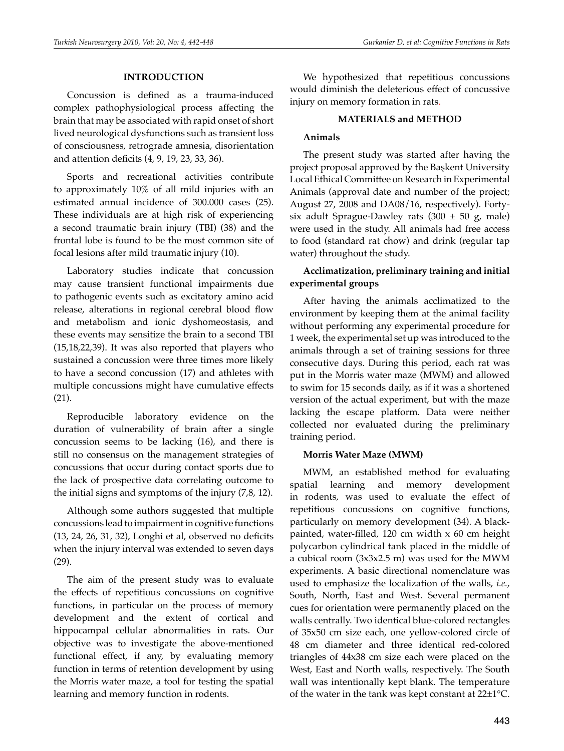## INTRODUCTION

Concussion is defined as a trauma-induced complex pathophysiological process affecting the brain that may be associated with rapid onset of short lived neurological dysfunctions such as transient loss of consciousness, retrograde amnesia, disorientation and attention deficits (4, 9, 19, 23, 33, 36).

Sports and recreational activities contribute to approximately 10% of all mild injuries with an estimated annual incidence of 300.000 cases (25). These individuals are at high risk of experiencing a second traumatic brain injury (TBI) (38) and the frontal lobe is found to be the most common site of focal lesions after mild traumatic injury (10).

Laboratory studies indicate that concussion may cause transient functional impairments due to pathogenic events such as excitatory amino acid release, alterations in regional cerebral blood flow and metabolism and ionic dyshomeostasis, and these events may sensitize the brain to a second TBI (15,18,22,39). It was also reported that players who sustained a concussion were three times more likely to have a second concussion (17) and athletes with multiple concussions might have cumulative effects (21).

Reproducible laboratory evidence on the duration of vulnerability of brain after a single concussion seems to be lacking (16), and there is still no consensus on the management strategies of concussions that occur during contact sports due to the lack of prospective data correlating outcome to the initial signs and symptoms of the injury (7,8, 12).

Although some authors suggested that multiple concussions lead to impairment in cognitive functions (13, 24, 26, 31, 32), Longhi et al, observed no deficits when the injury interval was extended to seven days (29).

The aim of the present study was to evaluate the effects of repetitious concussions on cognitive functions, in particular on the process of memory development and the extent of cortical and hippocampal cellular abnormalities in rats. Our objective was to investigate the above-mentioned functional effect, if any, by evaluating memory function in terms of retention development by using the Morris water maze, a tool for testing the spatial learning and memory function in rodents.

We hypothesized that repetitious concussions would diminish the deleterious effect of concussive injury on memory formation in rats.

## MATERIALS and METHOD

### Animals

The present study was started after having the project proposal approved by the Başkent University Local Ethical Committee on Research in Experimental Animals (approval date and number of the project; August 27, 2008 and DA08/16, respectively). Forty-six adult Sprague-Dawley rats (300 ± 50 g, male) were used in the study. All animals had free access to food (standard rat chow) and drink (regular tap water) throughout the study.

### Acclimatization, preliminary training and initial experimental groups

After having the animals acclimatized to the environment by keeping them at the animal facility without performing any experimental procedure for 1 week, the experimental set up was introduced to the animals through a set of training sessions for three consecutive days. During this period, each rat was put in the Morris water maze (MWM) and allowed to swim for 15 seconds daily, as if it was a shortened version of the actual experiment, but with the maze lacking the escape platform. Data were neither collected nor evaluated during the preliminary training period.

### Morris Water Maze (MWM)

MWM, an established method for evaluating spatial learning and memory development in rodents, was used to evaluate the effect of repetitious concussions on cognitive functions, particularly on memory development (34). A black-painted, water-filled, 120 cm width x 60 cm height polycarbon cylindrical tank placed in the middle of a cubical room (3x3x2.5 m) was used for the MWM experiments. A basic directional nomenclature was used to emphasize the localization of the walls, *i.e.*, South, North, East and West. Several permanent cues for orientation were permanently placed on the walls centrally. Two identical blue-colored rectangles of 35x50 cm size each, one yellow-colored circle of 48 cm diameter and three identical red-colored triangles of 44x38 cm size each were placed on the West, East and North walls, respectively. The South wall was intentionally kept blank. The temperature of the water in the tank was kept constant at 22±1°C.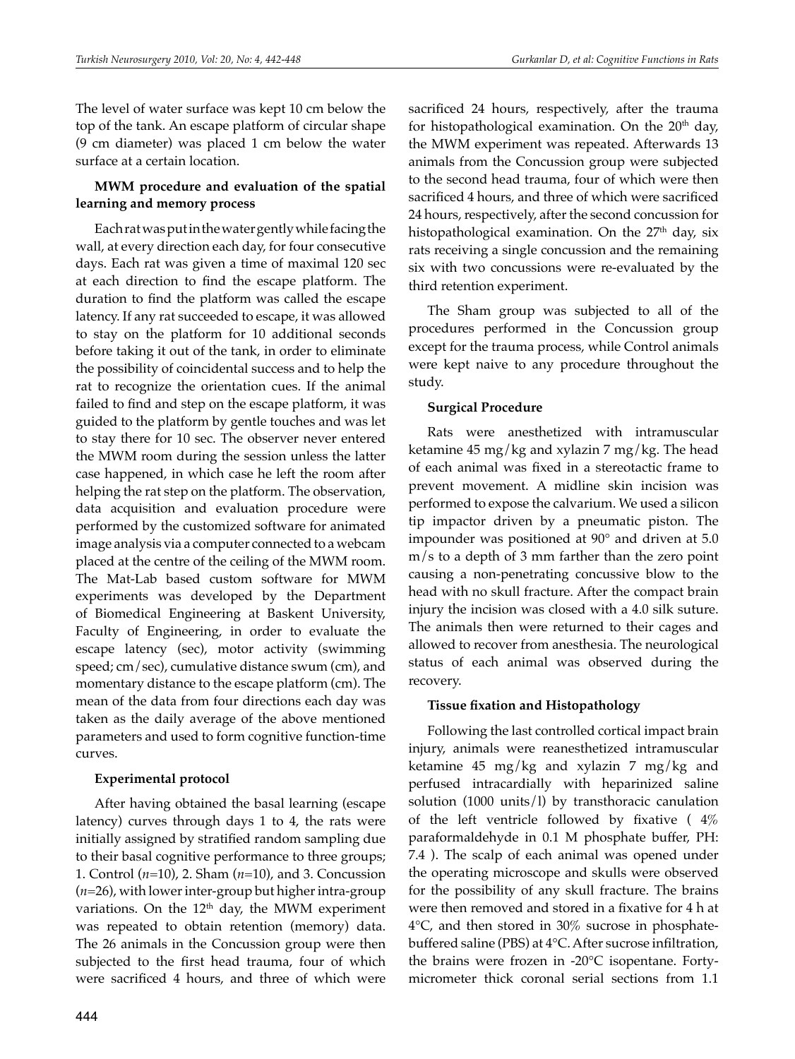The level of water surface was kept 10 cm below the top of the tank. An escape platform of circular shape (9 cm diameter) was placed 1 cm below the water surface at a certain location.

**MWM procedure and evaluation of the spatial learning and memory process**

Each rat was put in the water gently while facing the wall, at every direction each day, for four consecutive days. Each rat was given a time of maximal 120 sec at each direction to find the escape platform. The duration to find the platform was called the escape latency. If any rat succeeded to escape, it was allowed to stay on the platform for 10 additional seconds before taking it out of the tank, in order to eliminate the possibility of coincidental success and to help the rat to recognize the orientation cues. If the animal failed to find and step on the escape platform, it was guided to the platform by gentle touches and was let to stay there for 10 sec. The observer never entered the MWM room during the session unless the latter case happened, in which case he left the room after helping the rat step on the platform. The observation, data acquisition and evaluation procedure were performed by the customized software for animated image analysis via a computer connected to a webcam placed at the centre of the ceiling of the MWM room. The Mat-Lab based custom software for MWM experiments was developed by the Department of Biomedical Engineering at Baskent University, Faculty of Engineering, in order to evaluate the escape latency (sec), motor activity (swimming speed; cm/sec), cumulative distance swum (cm), and momentary distance to the escape platform (cm). The mean of the data from four directions each day was taken as the daily average of the above mentioned parameters and used to form cognitive function-time curves.

**Experimental protocol**

After having obtained the basal learning (escape latency) curves through days 1 to 4, the rats were initially assigned by stratified random sampling due to their basal cognitive performance to three groups; 1. Control (*n*=10), 2. Sham (*n*=10), and 3. Concussion (*n*=26), with lower inter-group but higher intra-group variations. On the 12th day, the MWM experiment was repeated to obtain retention (memory) data. The 26 animals in the Concussion group were then subjected to the first head trauma, four of which were sacrificed 4 hours, and three of which were sacrificed 24 hours, respectively, after the trauma for histopathological examination. On the 20th day, the MWM experiment was repeated. Afterwards 13 animals from the Concussion group were subjected to the second head trauma, four of which were then sacrificed 4 hours, and three of which were sacrificed 24 hours, respectively, after the second concussion for histopathological examination. On the 27th day, six rats receiving a single concussion and the remaining six with two concussions were re-evaluated by the third retention experiment.

The Sham group was subjected to all of the procedures performed in the Concussion group except for the trauma process, while Control animals were kept naive to any procedure throughout the study.

**Surgical Procedure**

Rats were anesthetized with intramuscular ketamine 45 mg/kg and xylazin 7 mg/kg. The head of each animal was fixed in a stereotactic frame to prevent movement. A midline skin incision was performed to expose the calvarium. We used a silicon tip impactor driven by a pneumatic piston. The impounder was positioned at 90° and driven at 5.0 m/s to a depth of 3 mm farther than the zero point causing a non-penetrating concussive blow to the head with no skull fracture. After the compact brain injury the incision was closed with a 4.0 silk suture. The animals then were returned to their cages and allowed to recover from anesthesia. The neurological status of each animal was observed during the recovery.

**Tissue fixation and Histopathology**

Following the last controlled cortical impact brain injury, animals were reanesthetized intramuscular ketamine 45 mg/kg and xylazin 7 mg/kg and perfused intracardially with heparinized saline solution (1000 units/l) by transthoracic canulation of the left ventricle followed by fixative ( 4% paraformaldehyde in 0.1 M phosphate buffer, PH: 7.4 ). The scalp of each animal was opened under the operating microscope and skulls were observed for the possibility of any skull fracture. The brains were then removed and stored in a fixative for 4 h at 4°C, and then stored in 30% sucrose in phosphate-buffered saline (PBS) at 4°C. After sucrose infiltration, the brains were frozen in -20°C isopentane. Forty-micrometer thick coronal serial sections from 1.1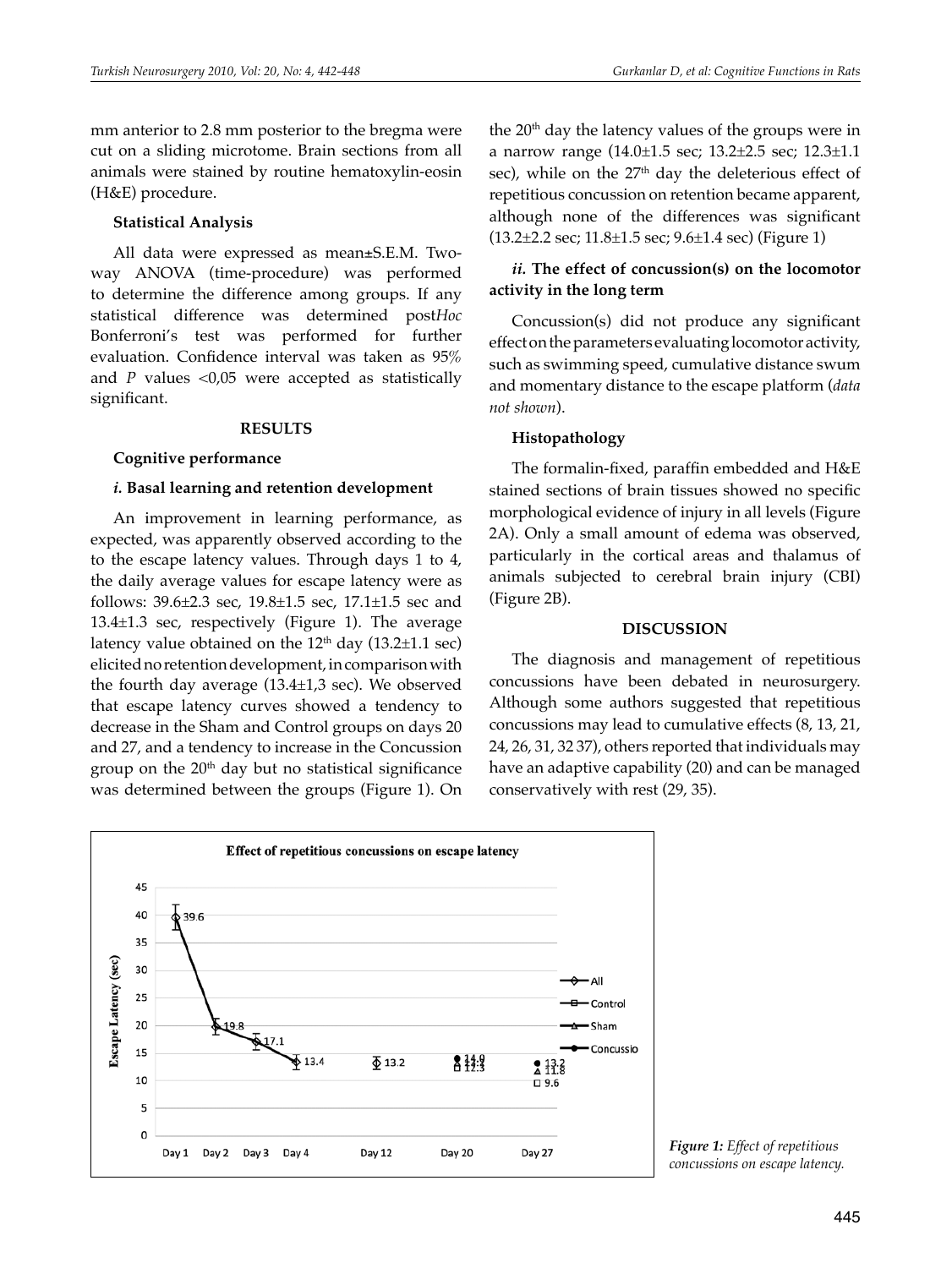mm anterior to 2.8 mm posterior to the bregma were cut on a sliding microtome. Brain sections from all animals were stained by routine hematoxylin-eosin (H&E) procedure.

**Statistical Analysis**

All data were expressed as mean±S.E.M. Two-way ANOVA (time-procedure) was performed to determine the difference among groups. If any statistical difference was determined post*Hoc* Bonferroni's test was performed for further evaluation. Confidence interval was taken as 95% and *P* values <0,05 were accepted as statistically significant.

## RESULTS

**Cognitive performance**

***i.* Basal learning and retention development**

An improvement in learning performance, as expected, was apparently observed according to the to the escape latency values. Through days 1 to 4, the daily average values for escape latency were as follows: 39.6±2.3 sec, 19.8±1.5 sec, 17.1±1.5 sec and 13.4±1.3 sec, respectively (Figure 1). The average latency value obtained on the 12th day (13.2±1.1 sec) elicited no retention development, in comparison with the fourth day average (13.4±1,3 sec). We observed that escape latency curves showed a tendency to decrease in the Sham and Control groups on days 20 and 27, and a tendency to increase in the Concussion group on the 20th day but no statistical significance was determined between the groups (Figure 1). On the 20th day the latency values of the groups were in a narrow range (14.0±1.5 sec; 13.2±2.5 sec; 12.3±1.1 sec), while on the 27th day the deleterious effect of repetitious concussion on retention became apparent, although none of the differences was significant (13.2±2.2 sec; 11.8±1.5 sec; 9.6±1.4 sec) (Figure 1)

***ii.* The effect of concussion(s) on the locomotor activity in the long term**

Concussion(s) did not produce any significant effect on the parameters evaluating locomotor activity, such as swimming speed, cumulative distance swum and momentary distance to the escape platform (*data not shown*).

**Histopathology**

The formalin-fixed, paraffin embedded and H&E stained sections of brain tissues showed no specific morphological evidence of injury in all levels (Figure 2A). Only a small amount of edema was observed, particularly in the cortical areas and thalamus of animals subjected to cerebral brain injury (CBI) (Figure 2B).

## DISCUSSION

The diagnosis and management of repetitious concussions have been debated in neurosurgery. Although some authors suggested that repetitious concussions may lead to cumulative effects (8, 13, 21, 24, 26, 31, 32 37), others reported that individuals may have an adaptive capability (20) and can be managed conservatively with rest (29, 35).

***Figure 1:** Effect of repetitious concussions on escape latency.*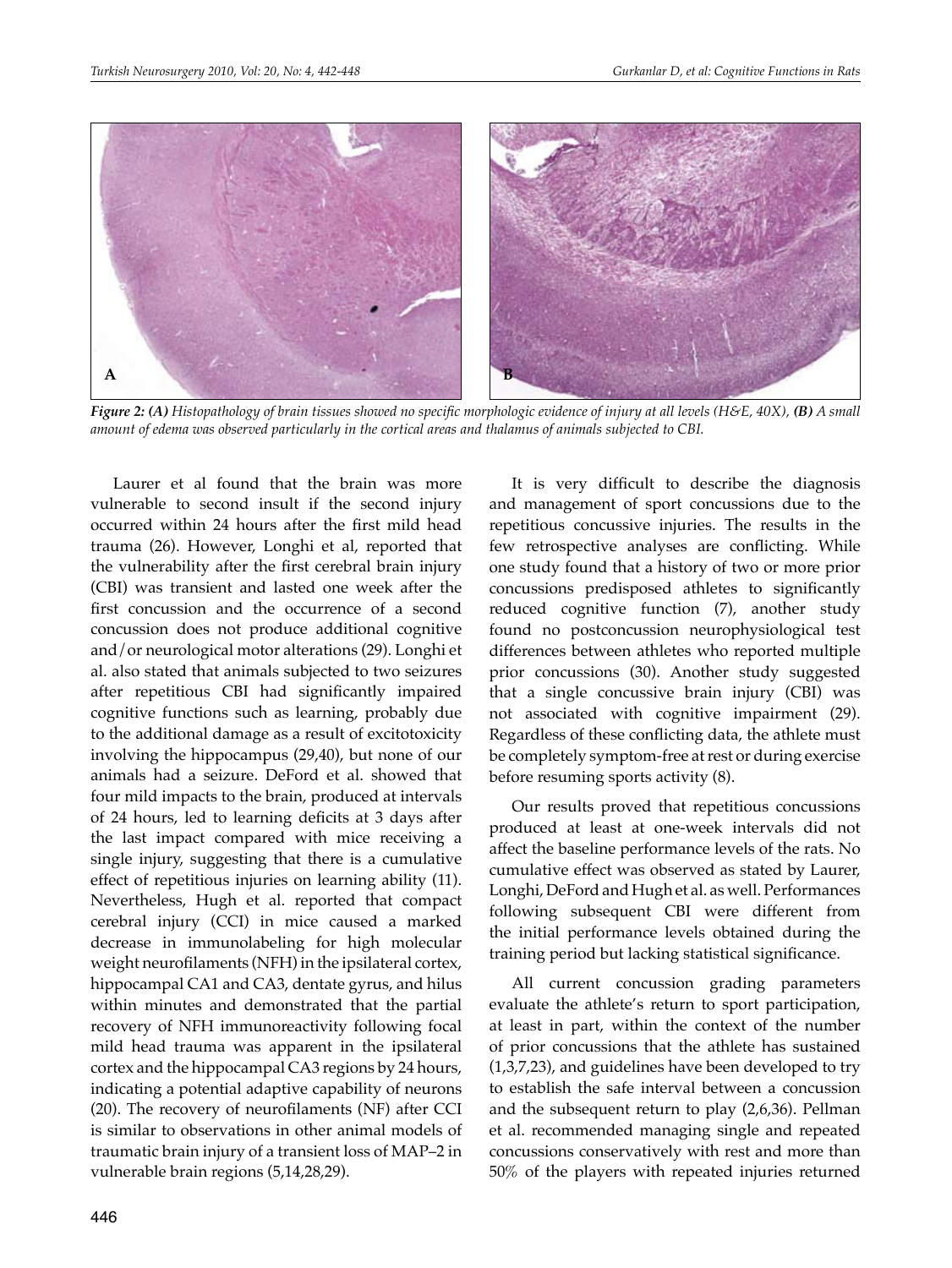*Figure 2:* ***(A)*** *Histopathology of brain tissues showed no specific morphologic evidence of injury at all levels (H&E, 40X),* ***(B)*** *A small amount of edema was observed particularly in the cortical areas and thalamus of animals subjected to CBI.*

Laurer et al found that the brain was more vulnerable to second insult if the second injury occurred within 24 hours after the first mild head trauma (26). However, Longhi et al, reported that the vulnerability after the first cerebral brain injury (CBI) was transient and lasted one week after the first concussion and the occurrence of a second concussion does not produce additional cognitive and/or neurological motor alterations (29). Longhi et al. also stated that animals subjected to two seizures after repetitious CBI had significantly impaired cognitive functions such as learning, probably due to the additional damage as a result of excitotoxicity involving the hippocampus (29,40), but none of our animals had a seizure. DeFord et al. showed that four mild impacts to the brain, produced at intervals of 24 hours, led to learning deficits at 3 days after the last impact compared with mice receiving a single injury, suggesting that there is a cumulative effect of repetitious injuries on learning ability (11). Nevertheless, Hugh et al. reported that compact cerebral injury (CCI) in mice caused a marked decrease in immunolabeling for high molecular weight neurofilaments (NFH) in the ipsilateral cortex, hippocampal CA1 and CA3, dentate gyrus, and hilus within minutes and demonstrated that the partial recovery of NFH immunoreactivity following focal mild head trauma was apparent in the ipsilateral cortex and the hippocampal CA3 regions by 24 hours, indicating a potential adaptive capability of neurons (20). The recovery of neurofilaments (NF) after CCI is similar to observations in other animal models of traumatic brain injury of a transient loss of MAP–2 in vulnerable brain regions (5,14,28,29).

It is very difficult to describe the diagnosis and management of sport concussions due to the repetitious concussive injuries. The results in the few retrospective analyses are conflicting. While one study found that a history of two or more prior concussions predisposed athletes to significantly reduced cognitive function (7), another study found no postconcussion neurophysiological test differences between athletes who reported multiple prior concussions (30). Another study suggested that a single concussive brain injury (CBI) was not associated with cognitive impairment (29). Regardless of these conflicting data, the athlete must be completely symptom-free at rest or during exercise before resuming sports activity (8).

Our results proved that repetitious concussions produced at least at one-week intervals did not affect the baseline performance levels of the rats. No cumulative effect was observed as stated by Laurer, Longhi, DeFord and Hugh et al. as well. Performances following subsequent CBI were different from the initial performance levels obtained during the training period but lacking statistical significance.

All current concussion grading parameters evaluate the athlete's return to sport participation, at least in part, within the context of the number of prior concussions that the athlete has sustained (1,3,7,23), and guidelines have been developed to try to establish the safe interval between a concussion and the subsequent return to play (2,6,36). Pellman et al. recommended managing single and repeated concussions conservatively with rest and more than 50% of the players with repeated injuries returned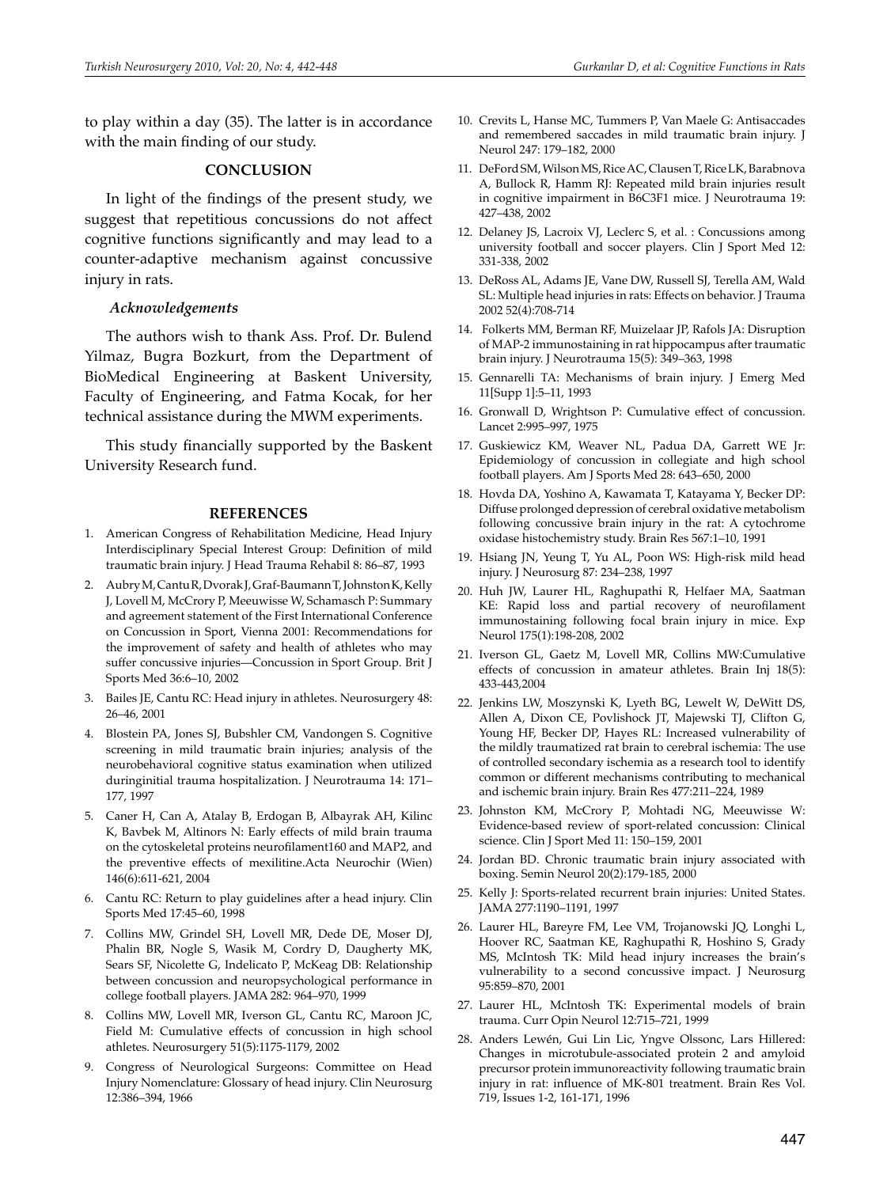to play within a day (35). The latter is in accordance with the main finding of our study.

## CONCLUSION

In light of the findings of the present study, we suggest that repetitious concussions do not affect cognitive functions significantly and may lead to a counter-adaptive mechanism against concussive injury in rats.

### *Acknowledgements*

The authors wish to thank Ass. Prof. Dr. Bulend Yilmaz, Bugra Bozkurt, from the Department of BioMedical Engineering at Baskent University, Faculty of Engineering, and Fatma Kocak, for her technical assistance during the MWM experiments.

This study financially supported by the Baskent University Research fund.

## REFERENCES

1. American Congress of Rehabilitation Medicine, Head Injury Interdisciplinary Special Interest Group: Definition of mild traumatic brain injury. J Head Trauma Rehabil 8: 86–87, 1993
2. Aubry M, Cantu R, Dvorak J, Graf-Baumann T, Johnston K, Kelly J, Lovell M, McCrory P, Meeuwisse W, Schamasch P: Summary and agreement statement of the First International Conference on Concussion in Sport, Vienna 2001: Recommendations for the improvement of safety and health of athletes who may suffer concussive injuries—Concussion in Sport Group. Brit J Sports Med 36:6–10, 2002
3. Bailes JE, Cantu RC: Head injury in athletes. Neurosurgery 48: 26–46, 2001
4. Blostein PA, Jones SJ, Bubshler CM, Vandongen S. Cognitive screening in mild traumatic brain injuries; analysis of the neurobehavioral cognitive status examination when utilized duringinitial trauma hospitalization. J Neurotrauma 14: 171–177, 1997
5. Caner H, Can A, Atalay B, Erdogan B, Albayrak AH, Kilinc K, Bavbek M, Altinors N: Early effects of mild brain trauma on the cytoskeletal proteins neurofilament160 and MAP2, and the preventive effects of mexilitine.Acta Neurochir (Wien) 146(6):611-621, 2004
6. Cantu RC: Return to play guidelines after a head injury. Clin Sports Med 17:45–60, 1998
7. Collins MW, Grindel SH, Lovell MR, Dede DE, Moser DJ, Phalin BR, Nogle S, Wasik M, Cordry D, Daugherty MK, Sears SF, Nicolette G, Indelicato P, McKeag DB: Relationship between concussion and neuropsychological performance in college football players. JAMA 282: 964–970, 1999
8. Collins MW, Lovell MR, Iverson GL, Cantu RC, Maroon JC, Field M: Cumulative effects of concussion in high school athletes. Neurosurgery 51(5):1175-1179, 2002
9. Congress of Neurological Surgeons: Committee on Head Injury Nomenclature: Glossary of head injury. Clin Neurosurg 12:386–394, 1966
10. Crevits L, Hanse MC, Tummers P, Van Maele G: Antisaccades and remembered saccades in mild traumatic brain injury. J Neurol 247: 179–182, 2000
11. DeFord SM, Wilson MS, Rice AC, Clausen T, Rice LK, Barabnova A, Bullock R, Hamm RJ: Repeated mild brain injuries result in cognitive impairment in B6C3F1 mice. J Neurotrauma 19: 427–438, 2002
12. Delaney JS, Lacroix VJ, Leclerc S, et al. : Concussions among university football and soccer players. Clin J Sport Med 12: 331-338, 2002
13. DeRoss AL, Adams JE, Vane DW, Russell SJ, Terella AM, Wald SL: Multiple head injuries in rats: Effects on behavior. J Trauma 2002 52(4):708-714
14. Folkerts MM, Berman RF, Muizelaar JP, Rafols JA: Disruption of MAP-2 immunostaining in rat hippocampus after traumatic brain injury. J Neurotrauma 15(5): 349–363, 1998
15. Gennarelli TA: Mechanisms of brain injury. J Emerg Med 11[Supp 1]:5–11, 1993
16. Gronwall D, Wrightson P: Cumulative effect of concussion. Lancet 2:995–997, 1975
17. Guskiewicz KM, Weaver NL, Padua DA, Garrett WE Jr: Epidemiology of concussion in collegiate and high school football players. Am J Sports Med 28: 643–650, 2000
18. Hovda DA, Yoshino A, Kawamata T, Katayama Y, Becker DP: Diffuse prolonged depression of cerebral oxidative metabolism following concussive brain injury in the rat: A cytochrome oxidase histochemistry study. Brain Res 567:1–10, 1991
19. Hsiang JN, Yeung T, Yu AL, Poon WS: High-risk mild head injury. J Neurosurg 87: 234–238, 1997
20. Huh JW, Laurer HL, Raghupathi R, Helfaer MA, Saatman KE: Rapid loss and partial recovery of neurofilament immunostaining following focal brain injury in mice. Exp Neurol 175(1):198-208, 2002
21. Iverson GL, Gaetz M, Lovell MR, Collins MW:Cumulative effects of concussion in amateur athletes. Brain Inj 18(5): 433-443,2004
22. Jenkins LW, Moszynski K, Lyeth BG, Lewelt W, DeWitt DS, Allen A, Dixon CE, Povlishock JT, Majewski TJ, Clifton G, Young HF, Becker DP, Hayes RL: Increased vulnerability of the mildly traumatized rat brain to cerebral ischemia: The use of controlled secondary ischemia as a research tool to identify common or different mechanisms contributing to mechanical and ischemic brain injury. Brain Res 477:211–224, 1989
23. Johnston KM, McCrory P, Mohtadi NG, Meeuwisse W: Evidence-based review of sport-related concussion: Clinical science. Clin J Sport Med 11: 150–159, 2001
24. Jordan BD. Chronic traumatic brain injury associated with boxing. Semin Neurol 20(2):179-185, 2000
25. Kelly J: Sports-related recurrent brain injuries: United States. JAMA 277:1190–1191, 1997
26. Laurer HL, Bareyre FM, Lee VM, Trojanowski JQ, Longhi L, Hoover RC, Saatman KE, Raghupathi R, Hoshino S, Grady MS, McIntosh TK: Mild head injury increases the brain's vulnerability to a second concussive impact. J Neurosurg 95:859–870, 2001
27. Laurer HL, McIntosh TK: Experimental models of brain trauma. Curr Opin Neurol 12:715–721, 1999
28. Anders Lewén, Gui Lin Lic, Yngve Olssonc, Lars Hillered: Changes in microtubule-associated protein 2 and amyloid precursor protein immunoreactivity following traumatic brain injury in rat: influence of MK-801 treatment. Brain Res Vol. 719, Issues 1-2, 161-171, 1996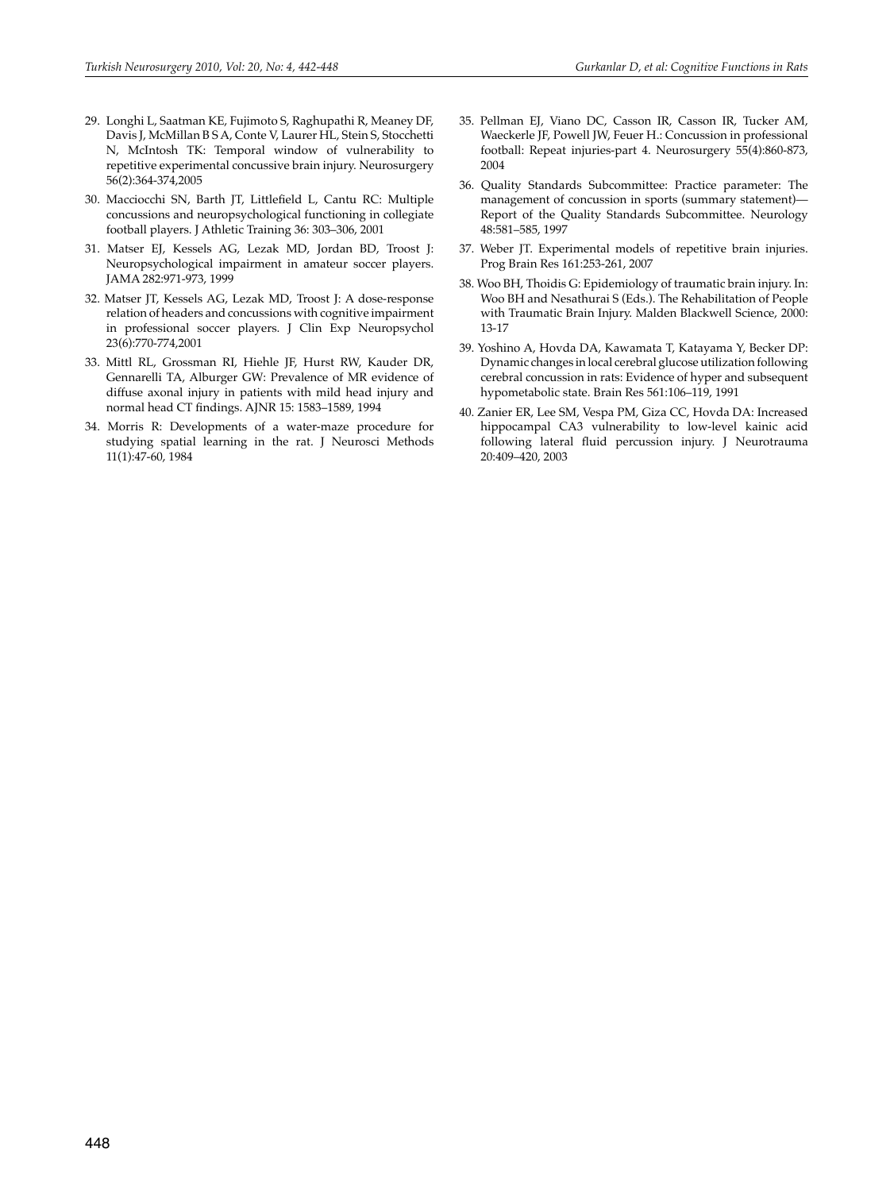29. Longhi L, Saatman KE, Fujimoto S, Raghupathi R, Meaney DF, Davis J, McMillan B S A, Conte V, Laurer HL, Stein S, Stocchetti N, McIntosh TK: Temporal window of vulnerability to repetitive experimental concussive brain injury. Neurosurgery 56(2):364-374,2005

30. Macciocchi SN, Barth JT, Littlefield L, Cantu RC: Multiple concussions and neuropsychological functioning in collegiate football players. J Athletic Training 36: 303–306, 2001

31. Matser EJ, Kessels AG, Lezak MD, Jordan BD, Troost J: Neuropsychological impairment in amateur soccer players. JAMA 282:971-973, 1999

32. Matser JT, Kessels AG, Lezak MD, Troost J: A dose-response relation of headers and concussions with cognitive impairment in professional soccer players. J Clin Exp Neuropsychol 23(6):770-774,2001

33. Mittl RL, Grossman RI, Hiehle JF, Hurst RW, Kauder DR, Gennarelli TA, Alburger GW: Prevalence of MR evidence of diffuse axonal injury in patients with mild head injury and normal head CT findings. AJNR 15: 1583–1589, 1994

34. Morris R: Developments of a water-maze procedure for studying spatial learning in the rat. J Neurosci Methods 11(1):47-60, 1984

35. Pellman EJ, Viano DC, Casson IR, Casson IR, Tucker AM, Waeckerle JF, Powell JW, Feuer H.: Concussion in professional football: Repeat injuries-part 4. Neurosurgery 55(4):860-873, 2004

36. Quality Standards Subcommittee: Practice parameter: The management of concussion in sports (summary statement)—Report of the Quality Standards Subcommittee. Neurology 48:581–585, 1997

37. Weber JT. Experimental models of repetitive brain injuries. Prog Brain Res 161:253-261, 2007

38. Woo BH, Thoidis G: Epidemiology of traumatic brain injury. In: Woo BH and Nesathurai S (Eds.). The Rehabilitation of People with Traumatic Brain Injury. Malden Blackwell Science, 2000: 13-17

39. Yoshino A, Hovda DA, Kawamata T, Katayama Y, Becker DP: Dynamic changes in local cerebral glucose utilization following cerebral concussion in rats: Evidence of hyper and subsequent hypometabolic state. Brain Res 561:106–119, 1991

40. Zanier ER, Lee SM, Vespa PM, Giza CC, Hovda DA: Increased hippocampal CA3 vulnerability to low-level kainic acid following lateral fluid percussion injury. J Neurotrauma 20:409–420, 2003